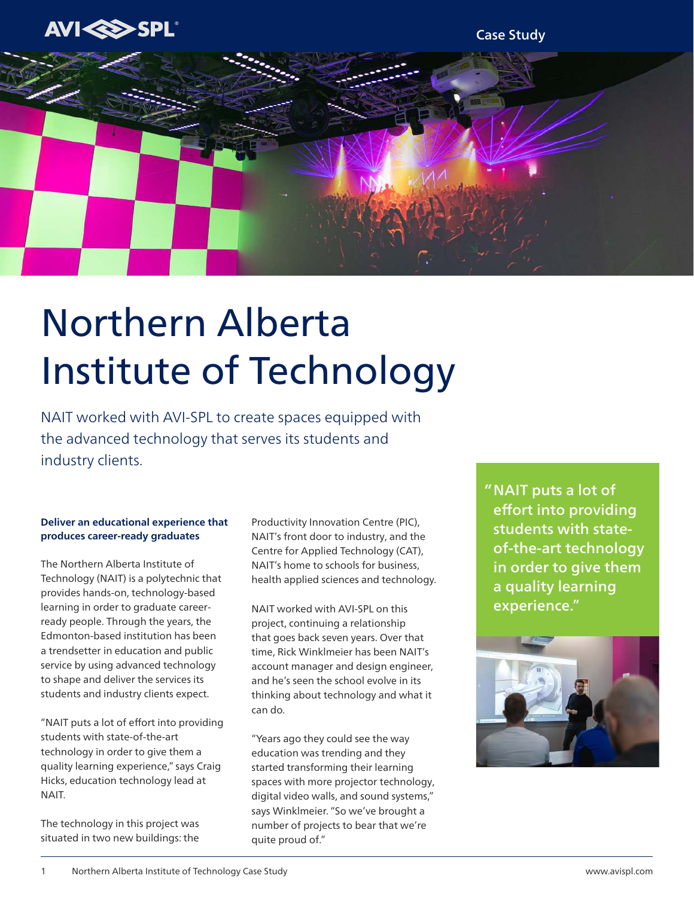# Northern Alberta Institute of Technology

NAIT worked with AVI-SPL to create spaces equipped with the advanced technology that serves its students and industry clients.

> "NAIT puts a lot of effort into providing students with state-of-the-art technology in order to give them a quality learning experience."

**Deliver an educational experience that produces career-ready graduates**

The Northern Alberta Institute of Technology (NAIT) is a polytechnic that provides hands-on, technology-based learning in order to graduate career-ready people. Through the years, the Edmonton-based institution has been a trendsetter in education and public service by using advanced technology to shape and deliver the services its students and industry clients expect.

"NAIT puts a lot of effort into providing students with state-of-the-art technology in order to give them a quality learning experience," says Craig Hicks, education technology lead at NAIT.

The technology in this project was situated in two new buildings: the Productivity Innovation Centre (PIC), NAIT's front door to industry, and the Centre for Applied Technology (CAT), NAIT's home to schools for business, health applied sciences and technology.

NAIT worked with AVI-SPL on this project, continuing a relationship that goes back seven years. Over that time, Rick Winklmeier has been NAIT's account manager and design engineer, and he's seen the school evolve in its thinking about technology and what it can do.

"Years ago they could see the way education was trending and they started transforming their learning spaces with more projector technology, digital video walls, and sound systems," says Winklmeier. "So we've brought a number of projects to bear that we're quite proud of."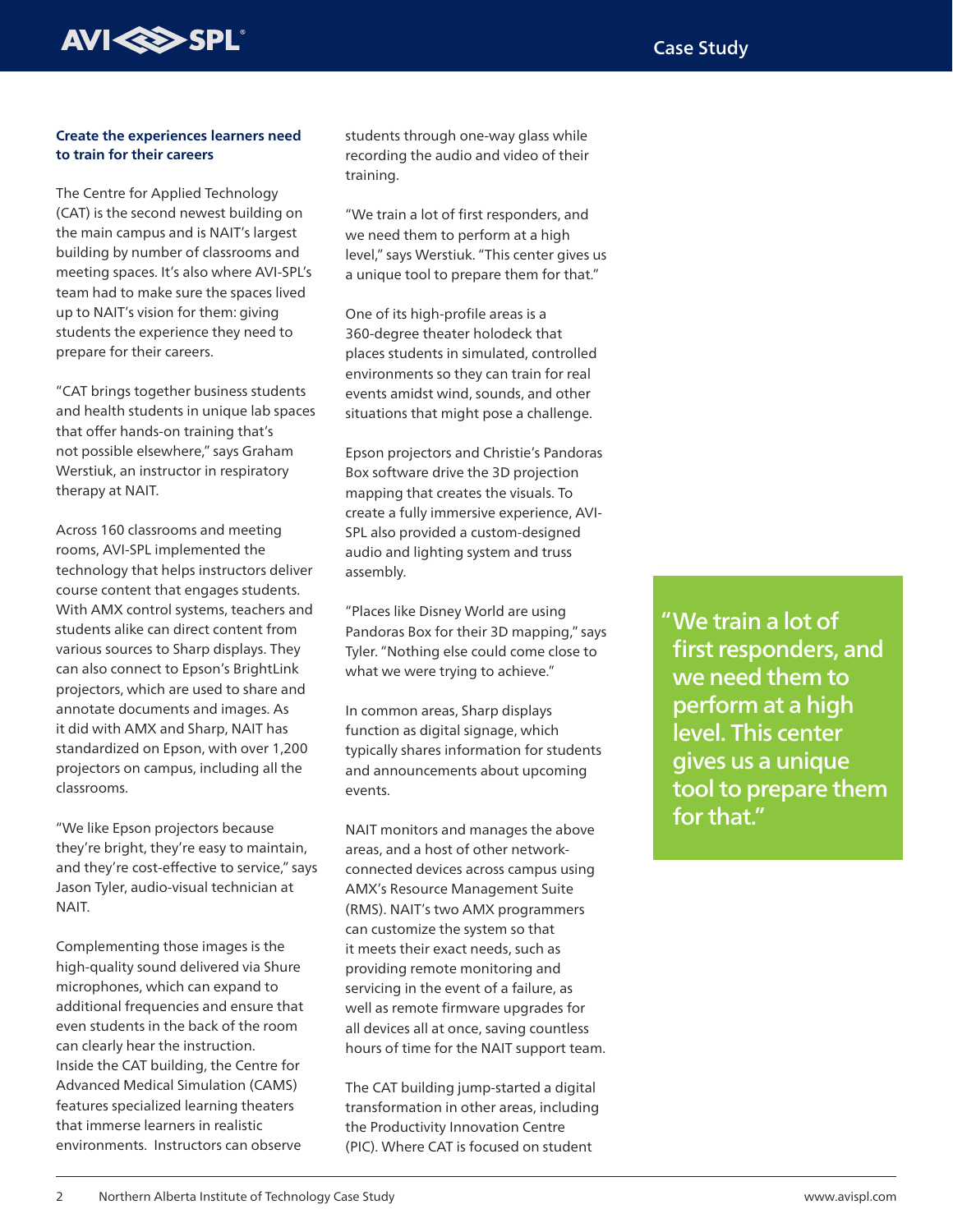## Create the experiences learners need to train for their careers

The Centre for Applied Technology (CAT) is the second newest building on the main campus and is NAIT's largest building by number of classrooms and meeting spaces. It's also where AVI-SPL's team had to make sure the spaces lived up to NAIT's vision for them: giving students the experience they need to prepare for their careers.

"CAT brings together business students and health students in unique lab spaces that offer hands-on training that's not possible elsewhere," says Graham Werstiuk, an instructor in respiratory therapy at NAIT.

Across 160 classrooms and meeting rooms, AVI-SPL implemented the technology that helps instructors deliver course content that engages students. With AMX control systems, teachers and students alike can direct content from various sources to Sharp displays. They can also connect to Epson's BrightLink projectors, which are used to share and annotate documents and images. As it did with AMX and Sharp, NAIT has standardized on Epson, with over 1,200 projectors on campus, including all the classrooms.

"We like Epson projectors because they're bright, they're easy to maintain, and they're cost-effective to service," says Jason Tyler, audio-visual technician at NAIT.

Complementing those images is the high-quality sound delivered via Shure microphones, which can expand to additional frequencies and ensure that even students in the back of the room can clearly hear the instruction.

Inside the CAT building, the Centre for Advanced Medical Simulation (CAMS) features specialized learning theaters that immerse learners in realistic environments. Instructors can observe students through one-way glass while recording the audio and video of their training.

"We train a lot of first responders, and we need them to perform at a high level," says Werstiuk. "This center gives us a unique tool to prepare them for that."

One of its high-profile areas is a 360-degree theater holodeck that places students in simulated, controlled environments so they can train for real events amidst wind, sounds, and other situations that might pose a challenge.

Epson projectors and Christie's Pandoras Box software drive the 3D projection mapping that creates the visuals. To create a fully immersive experience, AVI-SPL also provided a custom-designed audio and lighting system and truss assembly.

"Places like Disney World are using Pandoras Box for their 3D mapping," says Tyler. "Nothing else could come close to what we were trying to achieve."

In common areas, Sharp displays function as digital signage, which typically shares information for students and announcements about upcoming events.

NAIT monitors and manages the above areas, and a host of other network-connected devices across campus using AMX's Resource Management Suite (RMS). NAIT's two AMX programmers can customize the system so that it meets their exact needs, such as providing remote monitoring and servicing in the event of a failure, as well as remote firmware upgrades for all devices all at once, saving countless hours of time for the NAIT support team.

The CAT building jump-started a digital transformation in other areas, including the Productivity Innovation Centre (PIC). Where CAT is focused on student

> "We train a lot of first responders, and we need them to perform at a high level. This center gives us a unique tool to prepare them for that."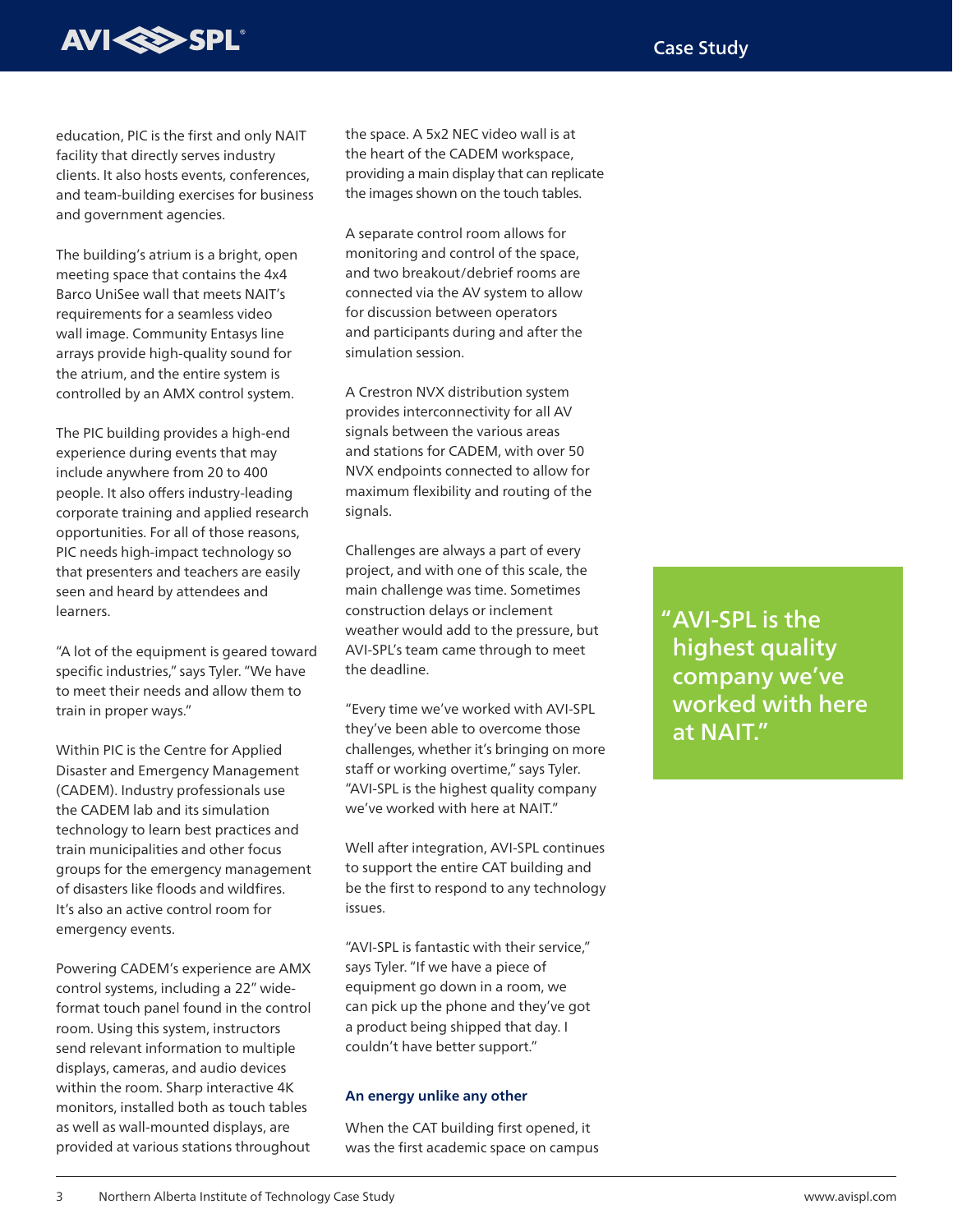education, PIC is the first and only NAIT facility that directly serves industry clients. It also hosts events, conferences, and team-building exercises for business and government agencies.

The building's atrium is a bright, open meeting space that contains the 4x4 Barco UniSee wall that meets NAIT's requirements for a seamless video wall image. Community Entasys line arrays provide high-quality sound for the atrium, and the entire system is controlled by an AMX control system.

The PIC building provides a high-end experience during events that may include anywhere from 20 to 400 people. It also offers industry-leading corporate training and applied research opportunities. For all of those reasons, PIC needs high-impact technology so that presenters and teachers are easily seen and heard by attendees and learners.

"A lot of the equipment is geared toward specific industries," says Tyler. "We have to meet their needs and allow them to train in proper ways."

Within PIC is the Centre for Applied Disaster and Emergency Management (CADEM). Industry professionals use the CADEM lab and its simulation technology to learn best practices and train municipalities and other focus groups for the emergency management of disasters like floods and wildfires. It's also an active control room for emergency events.

Powering CADEM's experience are AMX control systems, including a 22" wide-format touch panel found in the control room. Using this system, instructors send relevant information to multiple displays, cameras, and audio devices within the room. Sharp interactive 4K monitors, installed both as touch tables as well as wall-mounted displays, are provided at various stations throughout the space. A 5x2 NEC video wall is at the heart of the CADEM workspace, providing a main display that can replicate the images shown on the touch tables.

A separate control room allows for monitoring and control of the space, and two breakout/debrief rooms are connected via the AV system to allow for discussion between operators and participants during and after the simulation session.

A Crestron NVX distribution system provides interconnectivity for all AV signals between the various areas and stations for CADEM, with over 50 NVX endpoints connected to allow for maximum flexibility and routing of the signals.

Challenges are always a part of every project, and with one of this scale, the main challenge was time. Sometimes construction delays or inclement weather would add to the pressure, but AVI-SPL's team came through to meet the deadline.

"Every time we've worked with AVI-SPL they've been able to overcome those challenges, whether it's bringing on more staff or working overtime," says Tyler. "AVI-SPL is the highest quality company we've worked with here at NAIT."

Well after integration, AVI-SPL continues to support the entire CAT building and be the first to respond to any technology issues.

"AVI-SPL is fantastic with their service," says Tyler. "If we have a piece of equipment go down in a room, we can pick up the phone and they've got a product being shipped that day. I couldn't have better support."

> "AVI-SPL is the highest quality company we've worked with here at NAIT."

### An energy unlike any other

When the CAT building first opened, it was the first academic space on campus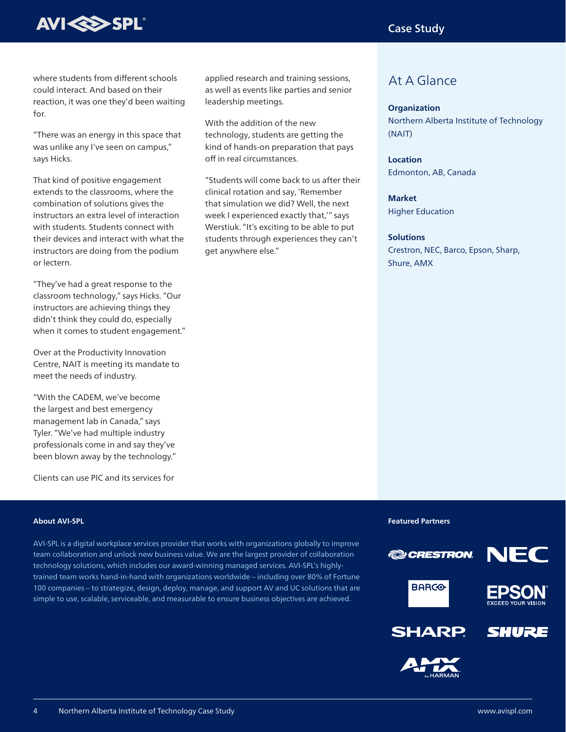where students from different schools could interact. And based on their reaction, it was one they'd been waiting for.

"There was an energy in this space that was unlike any I've seen on campus," says Hicks.

That kind of positive engagement extends to the classrooms, where the combination of solutions gives the instructors an extra level of interaction with students. Students connect with their devices and interact with what the instructors are doing from the podium or lectern.

"They've had a great response to the classroom technology," says Hicks. "Our instructors are achieving things they didn't think they could do, especially when it comes to student engagement."

Over at the Productivity Innovation Centre, NAIT is meeting its mandate to meet the needs of industry.

"With the CADEM, we've become the largest and best emergency management lab in Canada," says Tyler. "We've had multiple industry professionals come in and say they've been blown away by the technology."

Clients can use PIC and its services for applied research and training sessions, as well as events like parties and senior leadership meetings.

With the addition of the new technology, students are getting the kind of hands-on preparation that pays off in real circumstances.

"Students will come back to us after their clinical rotation and say, 'Remember that simulation we did? Well, the next week I experienced exactly that,'" says Werstiuk. "It's exciting to be able to put students through experiences they can't get anywhere else."

## At A Glance

**Organization**
Northern Alberta Institute of Technology (NAIT)

**Location**
Edmonton, AB, Canada

**Market**
Higher Education

**Solutions**
Crestron, NEC, Barco, Epson, Sharp, Shure, AMX

**About AVI-SPL**

AVI-SPL is a digital workplace services provider that works with organizations globally to improve team collaboration and unlock new business value. We are the largest provider of collaboration technology solutions, which includes our award-winning managed services. AVI-SPL's highly-trained team works hand-in-hand with organizations worldwide – including over 80% of Fortune 100 companies – to strategize, design, deploy, manage, and support AV and UC solutions that are simple to use, scalable, serviceable, and measurable to ensure business objectives are achieved.

**Featured Partners**

Crestron, NEC, Barco, Epson, Sharp, Shure, AMX by Harman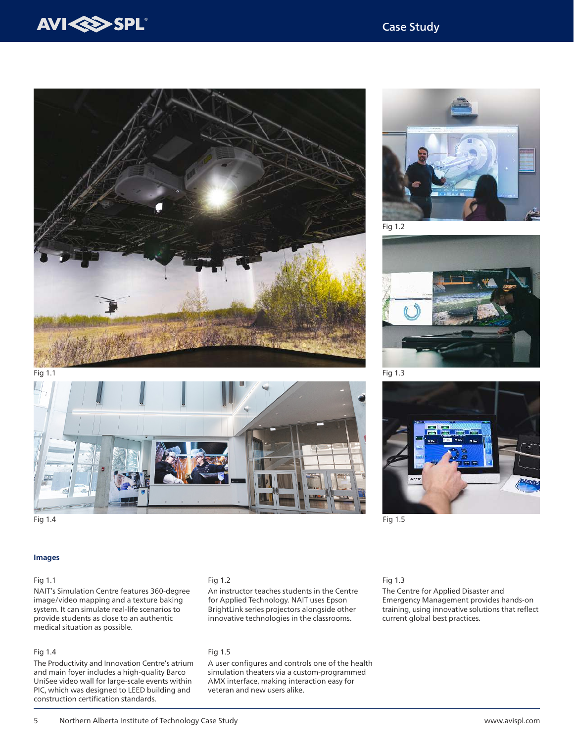Fig 1.1

Fig 1.2

Fig 1.3

Fig 1.4

Fig 1.5

**Images**

Fig 1.1

NAIT's Simulation Centre features 360-degree image/video mapping and a texture baking system. It can simulate real-life scenarios to provide students as close to an authentic medical situation as possible.

Fig 1.2

An instructor teaches students in the Centre for Applied Technology. NAIT uses Epson BrightLink series projectors alongside other innovative technologies in the classrooms.

Fig 1.3

The Centre for Applied Disaster and Emergency Management provides hands-on training, using innovative solutions that reflect current global best practices.

Fig 1.4

The Productivity and Innovation Centre's atrium and main foyer includes a high-quality Barco UniSee video wall for large-scale events within PIC, which was designed to LEED building and construction certification standards.

Fig 1.5

A user configures and controls one of the health simulation theaters via a custom-programmed AMX interface, making interaction easy for veteran and new users alike.